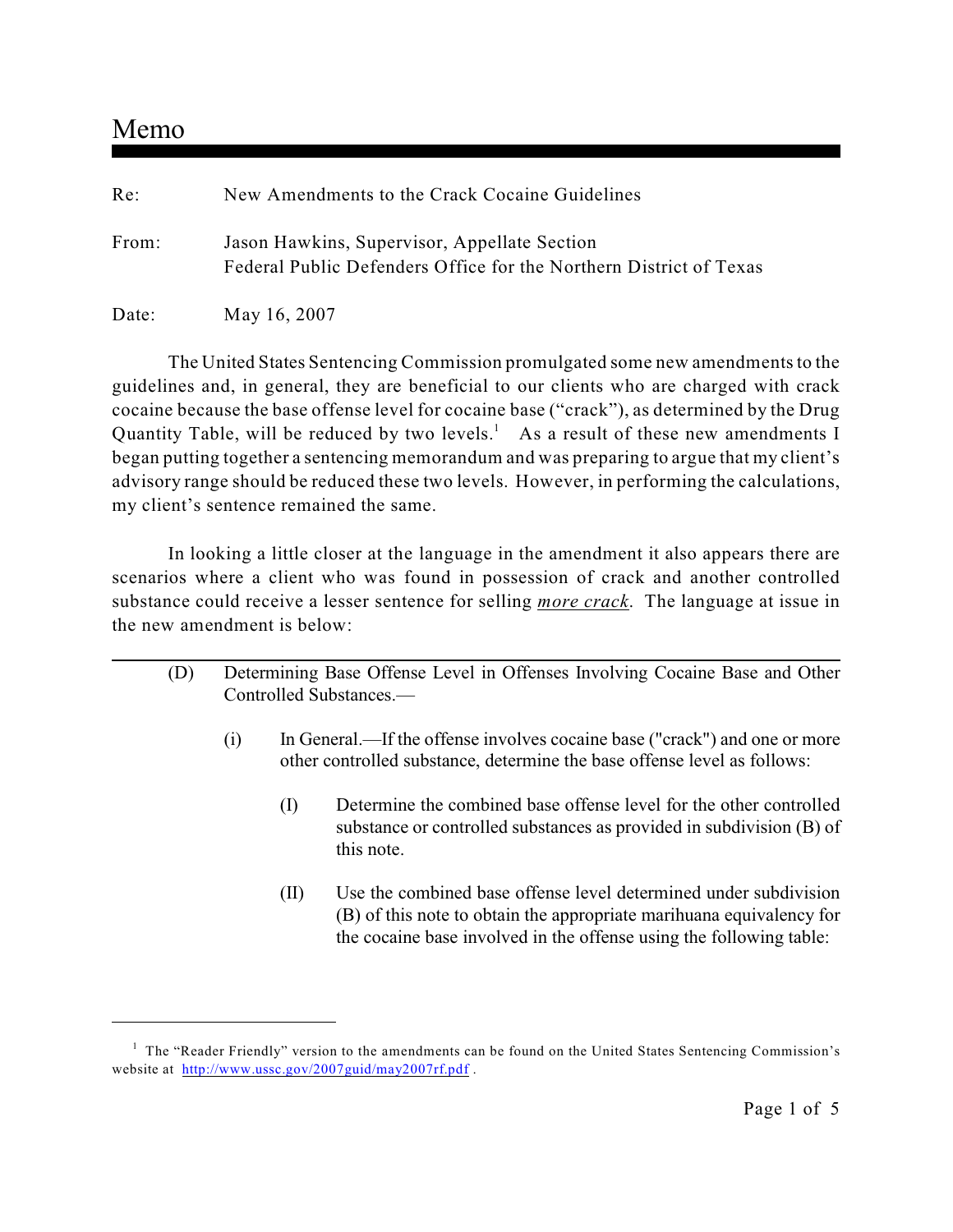# Memo

| | |
|---|---|
| Re: | New Amendments to the Crack Cocaine Guidelines |
| From: | Jason Hawkins, Supervisor, Appellate Section<br>Federal Public Defenders Office for the Northern District of Texas |
| Date: | May 16, 2007 |

The United States Sentencing Commission promulgated some new amendments to the guidelines and, in general, they are beneficial to our clients who are charged with crack cocaine because the base offense level for cocaine base ("crack"), as determined by the Drug Quantity Table, will be reduced by two levels.[1] As a result of these new amendments I began putting together a sentencing memorandum and was preparing to argue that my client's advisory range should be reduced these two levels. However, in performing the calculations, my client's sentence remained the same.

In looking a little closer at the language in the amendment it also appears there are scenarios where a client who was found in possession of crack and another controlled substance could receive a lesser sentence for selling ***more crack***. The language at issue in the new amendment is below:

---

(D) Determining Base Offense Level in Offenses Involving Cocaine Base and Other Controlled Substances.—

(i) In General.—If the offense involves cocaine base ("crack") and one or more other controlled substance, determine the base offense level as follows:

(I) Determine the combined base offense level for the other controlled substance or controlled substances as provided in subdivision (B) of this note.

(II) Use the combined base offense level determined under subdivision (B) of this note to obtain the appropriate marihuana equivalency for the cocaine base involved in the offense using the following table:

---

[1] The "Reader Friendly" version to the amendments can be found on the United States Sentencing Commission's website at http://www.ussc.gov/2007guid/may2007rf.pdf .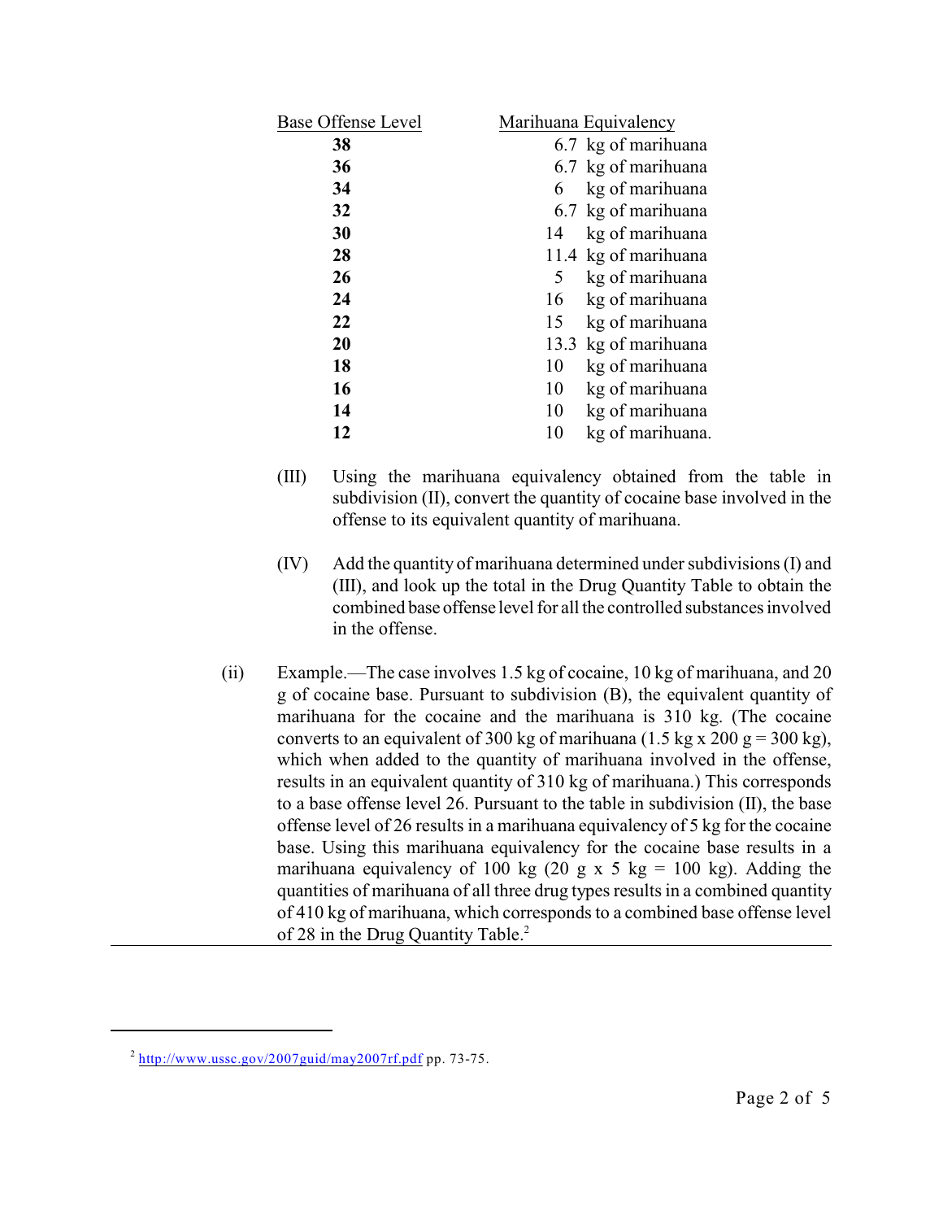| Base Offense Level | Marihuana Equivalency |
|---|---|
| **38** | 6.7 kg of marihuana |
| **36** | 6.7 kg of marihuana |
| **34** | 6 kg of marihuana |
| **32** | 6.7 kg of marihuana |
| **30** | 14 kg of marihuana |
| **28** | 11.4 kg of marihuana |
| **26** | 5 kg of marihuana |
| **24** | 16 kg of marihuana |
| **22** | 15 kg of marihuana |
| **20** | 13.3 kg of marihuana |
| **18** | 10 kg of marihuana |
| **16** | 10 kg of marihuana |
| **14** | 10 kg of marihuana |
| **12** | 10 kg of marihuana. |

(III) Using the marihuana equivalency obtained from the table in subdivision (II), convert the quantity of cocaine base involved in the offense to its equivalent quantity of marihuana.

(IV) Add the quantity of marihuana determined under subdivisions (I) and (III), and look up the total in the Drug Quantity Table to obtain the combined base offense level for all the controlled substances involved in the offense.

(ii) Example.—The case involves 1.5 kg of cocaine, 10 kg of marihuana, and 20 g of cocaine base. Pursuant to subdivision (B), the equivalent quantity of marihuana for the cocaine and the marihuana is 310 kg. (The cocaine converts to an equivalent of 300 kg of marihuana (1.5 kg x 200 g = 300 kg), which when added to the quantity of marihuana involved in the offense, results in an equivalent quantity of 310 kg of marihuana.) This corresponds to a base offense level 26. Pursuant to the table in subdivision (II), the base offense level of 26 results in a marihuana equivalency of 5 kg for the cocaine base. Using this marihuana equivalency for the cocaine base results in a marihuana equivalency of 100 kg (20 g x 5 kg = 100 kg). Adding the quantities of marihuana of all three drug types results in a combined quantity of 410 kg of marihuana, which corresponds to a combined base offense level of 28 in the Drug Quantity Table.[2]

---

[2] http://www.ussc.gov/2007guid/may2007rf.pdf pp. 73-75.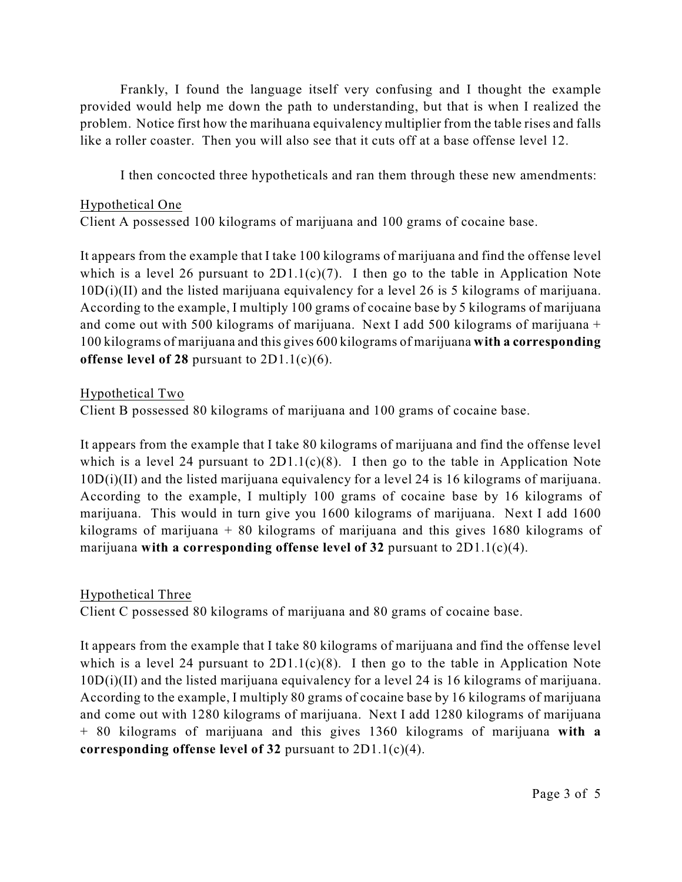Frankly, I found the language itself very confusing and I thought the example provided would help me down the path to understanding, but that is when I realized the problem. Notice first how the marihuana equivalency multiplier from the table rises and falls like a roller coaster. Then you will also see that it cuts off at a base offense level 12.

I then concocted three hypotheticals and ran them through these new amendments:

<u>Hypothetical One</u>
Client A possessed 100 kilograms of marijuana and 100 grams of cocaine base.

It appears from the example that I take 100 kilograms of marijuana and find the offense level which is a level 26 pursuant to 2D1.1(c)(7). I then go to the table in Application Note 10D(i)(II) and the listed marijuana equivalency for a level 26 is 5 kilograms of marijuana. According to the example, I multiply 100 grams of cocaine base by 5 kilograms of marijuana and come out with 500 kilograms of marijuana. Next I add 500 kilograms of marijuana + 100 kilograms of marijuana and this gives 600 kilograms of marijuana **with a corresponding offense level of 28** pursuant to 2D1.1(c)(6).

<u>Hypothetical Two</u>
Client B possessed 80 kilograms of marijuana and 100 grams of cocaine base.

It appears from the example that I take 80 kilograms of marijuana and find the offense level which is a level 24 pursuant to 2D1.1(c)(8). I then go to the table in Application Note 10D(i)(II) and the listed marijuana equivalency for a level 24 is 16 kilograms of marijuana. According to the example, I multiply 100 grams of cocaine base by 16 kilograms of marijuana. This would in turn give you 1600 kilograms of marijuana. Next I add 1600 kilograms of marijuana + 80 kilograms of marijuana and this gives 1680 kilograms of marijuana **with a corresponding offense level of 32** pursuant to 2D1.1(c)(4).

<u>Hypothetical Three</u>
Client C possessed 80 kilograms of marijuana and 80 grams of cocaine base.

It appears from the example that I take 80 kilograms of marijuana and find the offense level which is a level 24 pursuant to 2D1.1(c)(8). I then go to the table in Application Note 10D(i)(II) and the listed marijuana equivalency for a level 24 is 16 kilograms of marijuana. According to the example, I multiply 80 grams of cocaine base by 16 kilograms of marijuana and come out with 1280 kilograms of marijuana. Next I add 1280 kilograms of marijuana + 80 kilograms of marijuana and this gives 1360 kilograms of marijuana **with a corresponding offense level of 32** pursuant to 2D1.1(c)(4).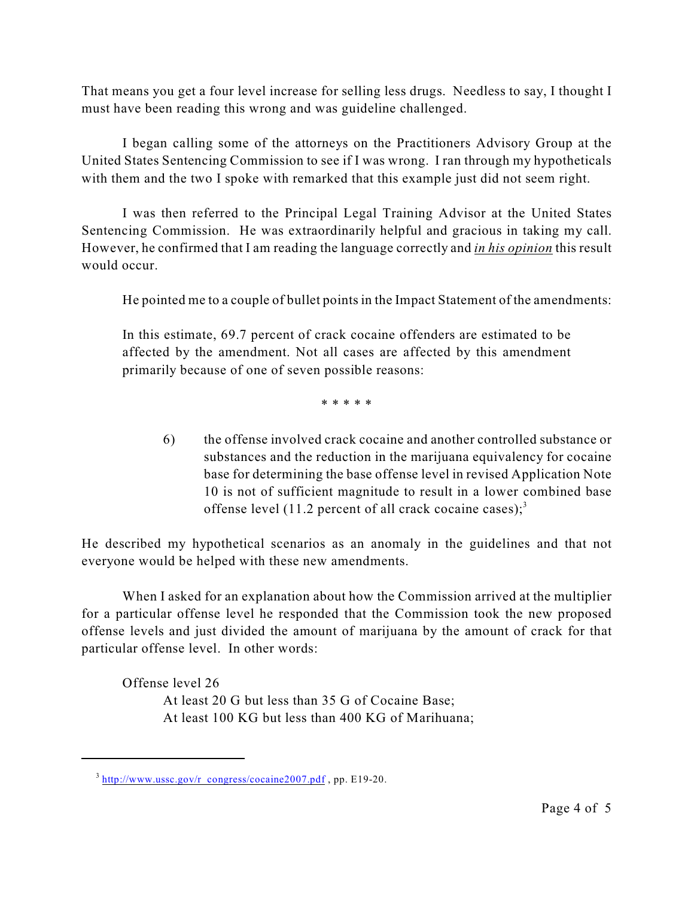That means you get a four level increase for selling less drugs. Needless to say, I thought I must have been reading this wrong and was guideline challenged.

I began calling some of the attorneys on the Practitioners Advisory Group at the United States Sentencing Commission to see if I was wrong. I ran through my hypotheticals with them and the two I spoke with remarked that this example just did not seem right.

I was then referred to the Principal Legal Training Advisor at the United States Sentencing Commission. He was extraordinarily helpful and gracious in taking my call. However, he confirmed that I am reading the language correctly and ***in his opinion*** this result would occur.

He pointed me to a couple of bullet points in the Impact Statement of the amendments:

> In this estimate, 69.7 percent of crack cocaine offenders are estimated to be affected by the amendment. Not all cases are affected by this amendment primarily because of one of seven possible reasons:
>
> \* \* \* \* \*
>
> 6) the offense involved crack cocaine and another controlled substance or substances and the reduction in the marijuana equivalency for cocaine base for determining the base offense level in revised Application Note 10 is not of sufficient magnitude to result in a lower combined base offense level (11.2 percent of all crack cocaine cases);[3]

He described my hypothetical scenarios as an anomaly in the guidelines and that not everyone would be helped with these new amendments.

When I asked for an explanation about how the Commission arrived at the multiplier for a particular offense level he responded that the Commission took the new proposed offense levels and just divided the amount of marijuana by the amount of crack for that particular offense level. In other words:

Offense level 26
  At least 20 G but less than 35 G of Cocaine Base;
  At least 100 KG but less than 400 KG of Marihuana;

---

[3] http://www.ussc.gov/r_congress/cocaine2007.pdf , pp. E19-20.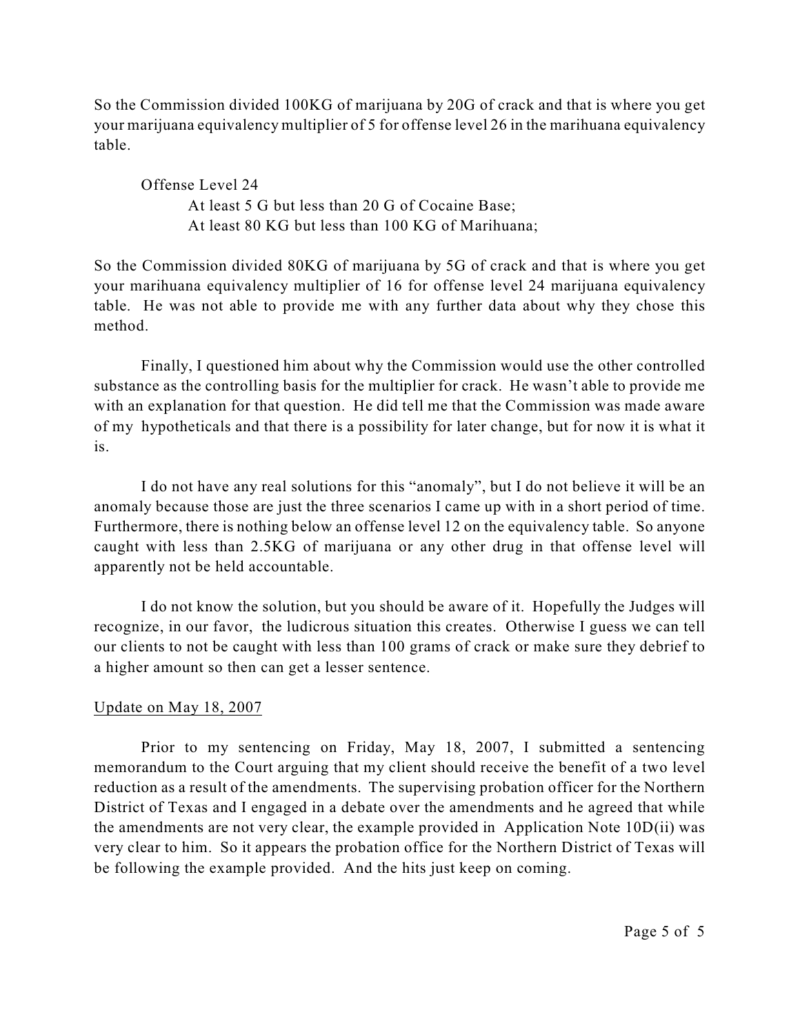So the Commission divided 100KG of marijuana by 20G of crack and that is where you get your marijuana equivalency multiplier of 5 for offense level 26 in the marihuana equivalency table.

> Offense Level 24
> 
> At least 5 G but less than 20 G of Cocaine Base;
> At least 80 KG but less than 100 KG of Marihuana;

So the Commission divided 80KG of marijuana by 5G of crack and that is where you get your marihuana equivalency multiplier of 16 for offense level 24 marijuana equivalency table. He was not able to provide me with any further data about why they chose this method.

Finally, I questioned him about why the Commission would use the other controlled substance as the controlling basis for the multiplier for crack. He wasn't able to provide me with an explanation for that question. He did tell me that the Commission was made aware of my hypotheticals and that there is a possibility for later change, but for now it is what it is.

I do not have any real solutions for this "anomaly", but I do not believe it will be an anomaly because those are just the three scenarios I came up with in a short period of time. Furthermore, there is nothing below an offense level 12 on the equivalency table. So anyone caught with less than 2.5KG of marijuana or any other drug in that offense level will apparently not be held accountable.

I do not know the solution, but you should be aware of it. Hopefully the Judges will recognize, in our favor, the ludicrous situation this creates. Otherwise I guess we can tell our clients to not be caught with less than 100 grams of crack or make sure they debrief to a higher amount so then can get a lesser sentence.

<u>Update on May 18, 2007</u>

Prior to my sentencing on Friday, May 18, 2007, I submitted a sentencing memorandum to the Court arguing that my client should receive the benefit of a two level reduction as a result of the amendments. The supervising probation officer for the Northern District of Texas and I engaged in a debate over the amendments and he agreed that while the amendments are not very clear, the example provided in Application Note 10D(ii) was very clear to him. So it appears the probation office for the Northern District of Texas will be following the example provided. And the hits just keep on coming.